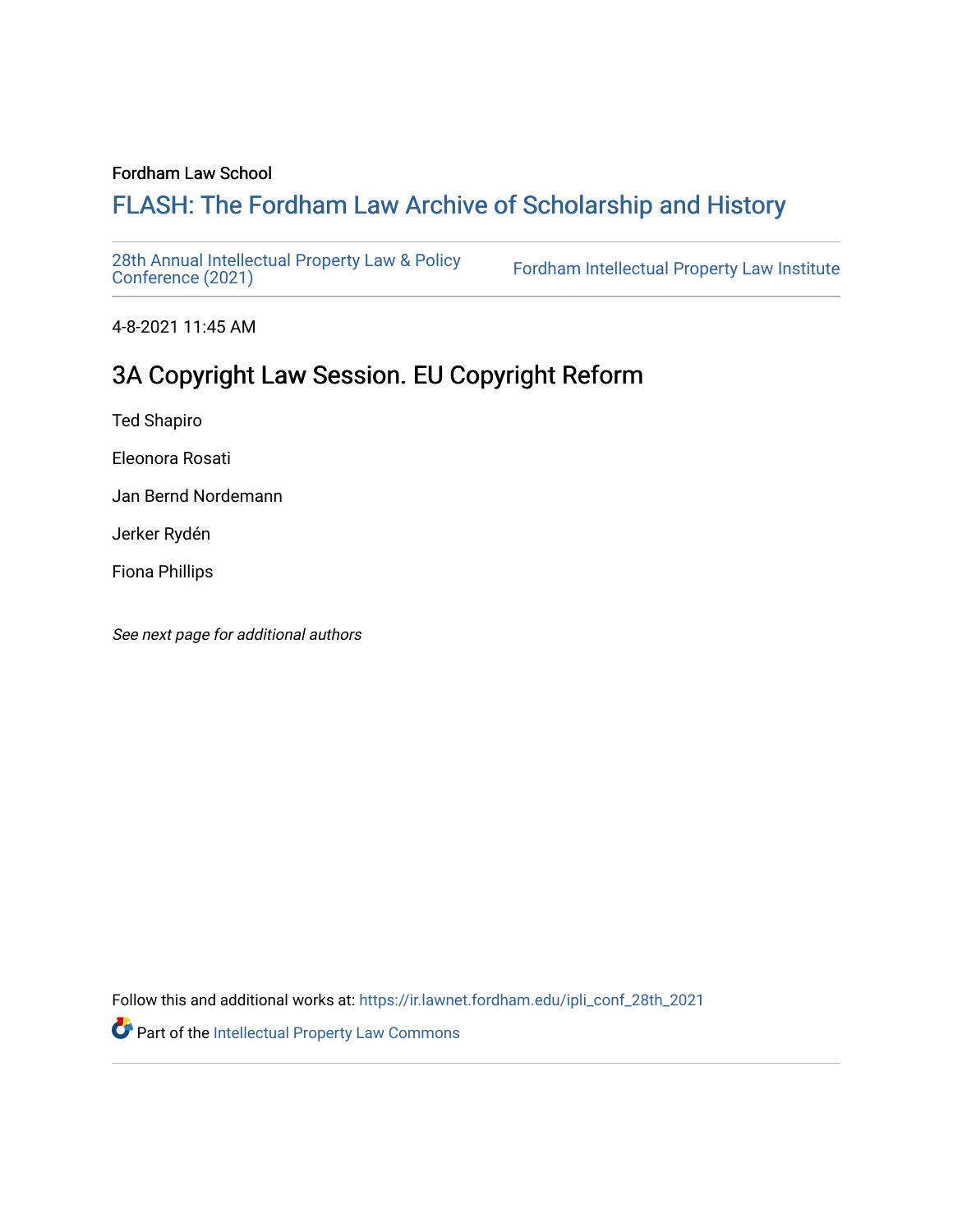Fordham Law School

# FLASH: The Fordham Law Archive of Scholarship and History

28th Annual Intellectual Property Law & Policy Conference (2021)

Fordham Intellectual Property Law Institute

4-8-2021 11:45 AM

## 3A Copyright Law Session. EU Copyright Reform

Ted Shapiro

Eleonora Rosati

Jan Bernd Nordemann

Jerker Rydén

Fiona Phillips

*See next page for additional authors*

Follow this and additional works at: https://ir.lawnet.fordham.edu/ipli_conf_28th_2021

Part of the Intellectual Property Law Commons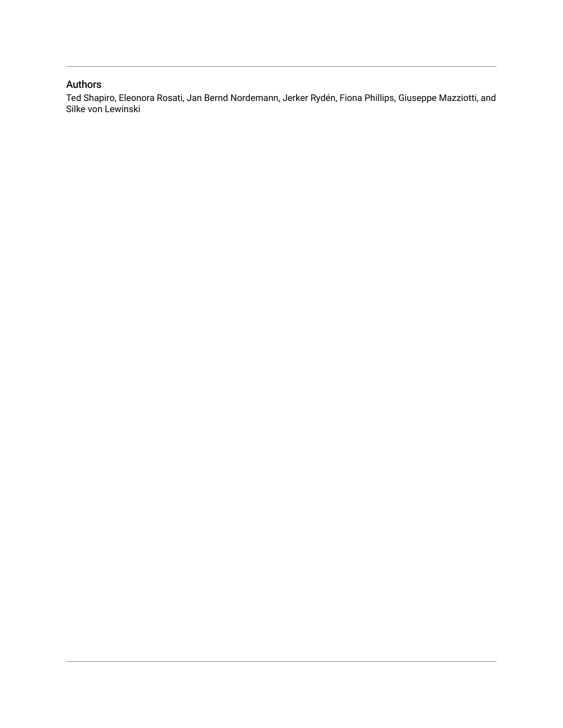## Authors

Ted Shapiro, Eleonora Rosati, Jan Bernd Nordemann, Jerker Rydén, Fiona Phillips, Giuseppe Mazziotti, and Silke von Lewinski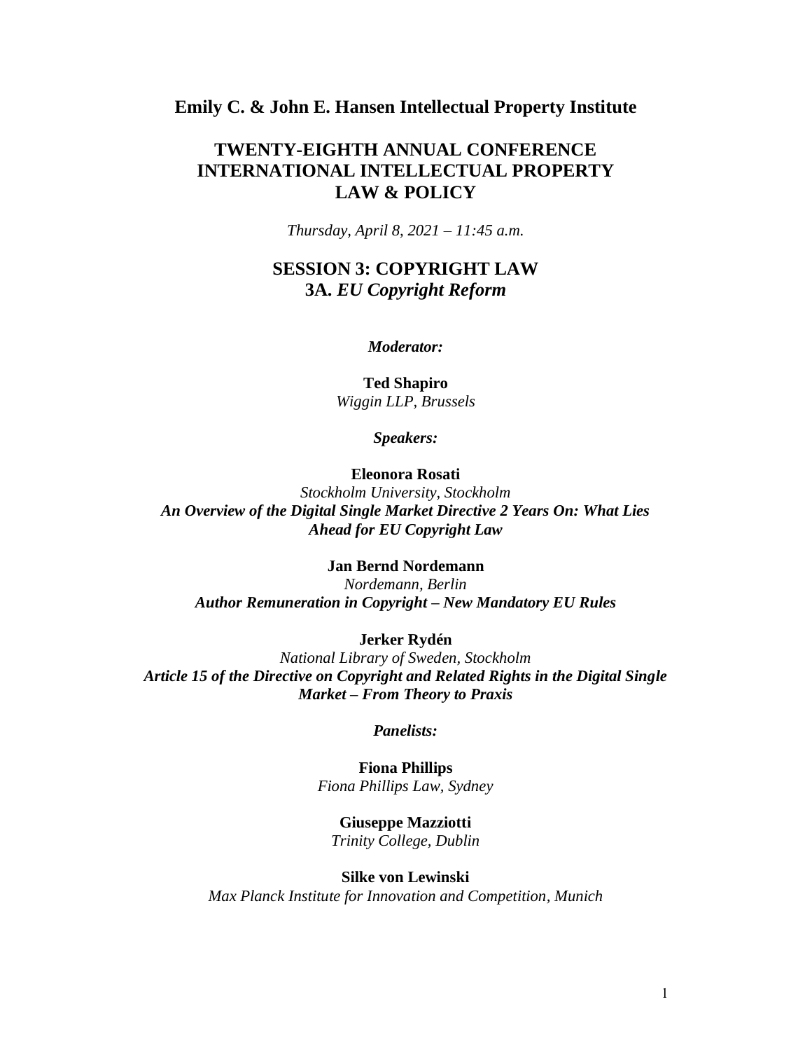## Emily C. & John E. Hansen Intellectual Property Institute

# TWENTY-EIGHTH ANNUAL CONFERENCE INTERNATIONAL INTELLECTUAL PROPERTY LAW & POLICY

*Thursday, April 8, 2021 – 11:45 a.m.*

## SESSION 3: COPYRIGHT LAW
## 3A. *EU Copyright Reform*

***Moderator:***

**Ted Shapiro**
*Wiggin LLP, Brussels*

***Speakers:***

**Eleonora Rosati**
*Stockholm University, Stockholm*
***An Overview of the Digital Single Market Directive 2 Years On: What Lies Ahead for EU Copyright Law***

**Jan Bernd Nordemann**
*Nordemann, Berlin*
***Author Remuneration in Copyright – New Mandatory EU Rules***

**Jerker Rydén**
*National Library of Sweden, Stockholm*
***Article 15 of the Directive on Copyright and Related Rights in the Digital Single Market – From Theory to Praxis***

***Panelists:***

**Fiona Phillips**
*Fiona Phillips Law, Sydney*

**Giuseppe Mazziotti**
*Trinity College, Dublin*

**Silke von Lewinski**
*Max Planck Institute for Innovation and Competition, Munich*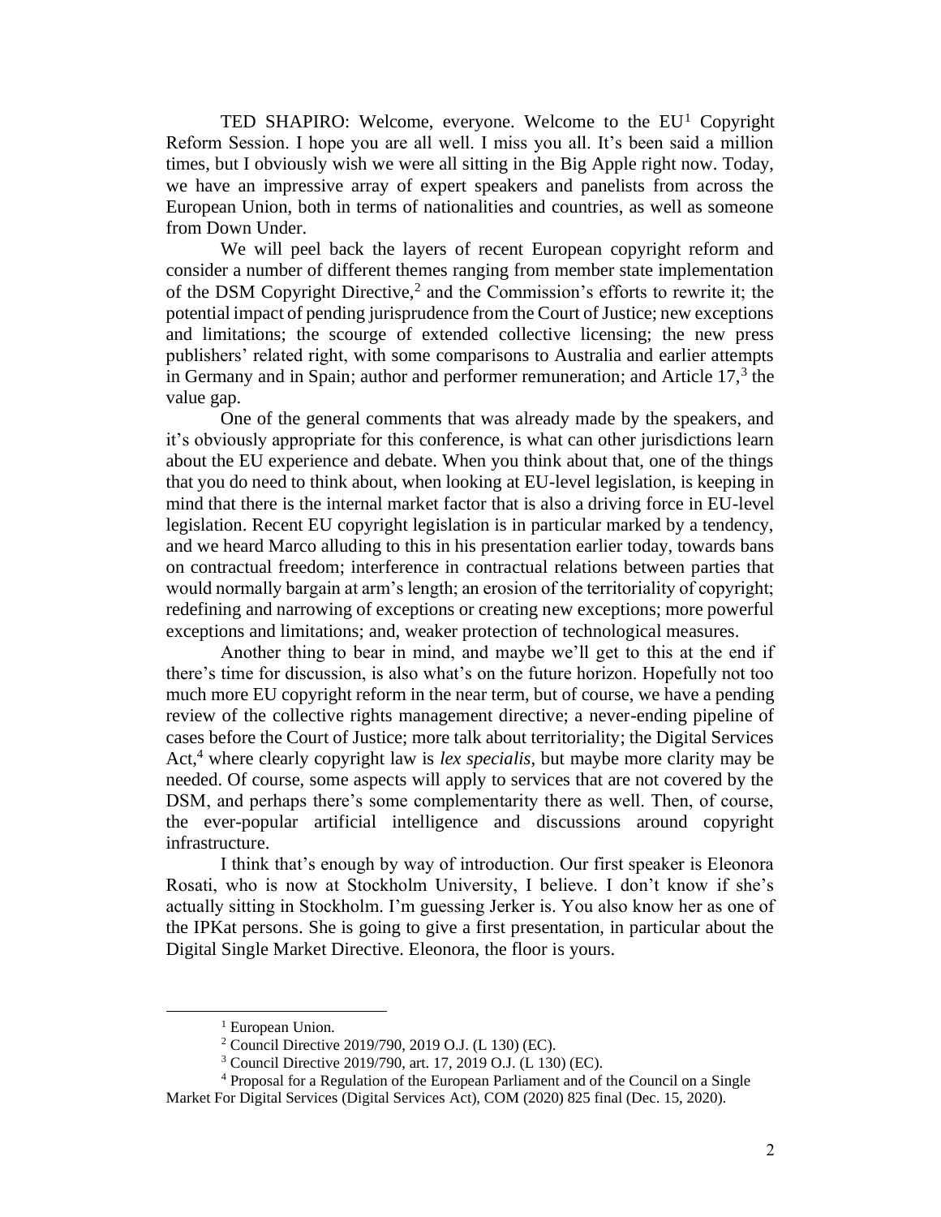TED SHAPIRO: Welcome, everyone. Welcome to the EU[1] Copyright Reform Session. I hope you are all well. I miss you all. It's been said a million times, but I obviously wish we were all sitting in the Big Apple right now. Today, we have an impressive array of expert speakers and panelists from across the European Union, both in terms of nationalities and countries, as well as someone from Down Under.

We will peel back the layers of recent European copyright reform and consider a number of different themes ranging from member state implementation of the DSM Copyright Directive,[2] and the Commission's efforts to rewrite it; the potential impact of pending jurisprudence from the Court of Justice; new exceptions and limitations; the scourge of extended collective licensing; the new press publishers' related right, with some comparisons to Australia and earlier attempts in Germany and in Spain; author and performer remuneration; and Article 17,[3] the value gap.

One of the general comments that was already made by the speakers, and it's obviously appropriate for this conference, is what can other jurisdictions learn about the EU experience and debate. When you think about that, one of the things that you do need to think about, when looking at EU-level legislation, is keeping in mind that there is the internal market factor that is also a driving force in EU-level legislation. Recent EU copyright legislation is in particular marked by a tendency, and we heard Marco alluding to this in his presentation earlier today, towards bans on contractual freedom; interference in contractual relations between parties that would normally bargain at arm's length; an erosion of the territoriality of copyright; redefining and narrowing of exceptions or creating new exceptions; more powerful exceptions and limitations; and, weaker protection of technological measures.

Another thing to bear in mind, and maybe we'll get to this at the end if there's time for discussion, is also what's on the future horizon. Hopefully not too much more EU copyright reform in the near term, but of course, we have a pending review of the collective rights management directive; a never-ending pipeline of cases before the Court of Justice; more talk about territoriality; the Digital Services Act,[4] where clearly copyright law is *lex specialis*, but maybe more clarity may be needed. Of course, some aspects will apply to services that are not covered by the DSM, and perhaps there's some complementarity there as well. Then, of course, the ever-popular artificial intelligence and discussions around copyright infrastructure.

I think that's enough by way of introduction. Our first speaker is Eleonora Rosati, who is now at Stockholm University, I believe. I don't know if she's actually sitting in Stockholm. I'm guessing Jerker is. You also know her as one of the IPKat persons. She is going to give a first presentation, in particular about the Digital Single Market Directive. Eleonora, the floor is yours.

---

[1] European Union.

[2] Council Directive 2019/790, 2019 O.J. (L 130) (EC).

[3] Council Directive 2019/790, art. 17, 2019 O.J. (L 130) (EC).

[4] Proposal for a Regulation of the European Parliament and of the Council on a Single Market For Digital Services (Digital Services Act), COM (2020) 825 final (Dec. 15, 2020).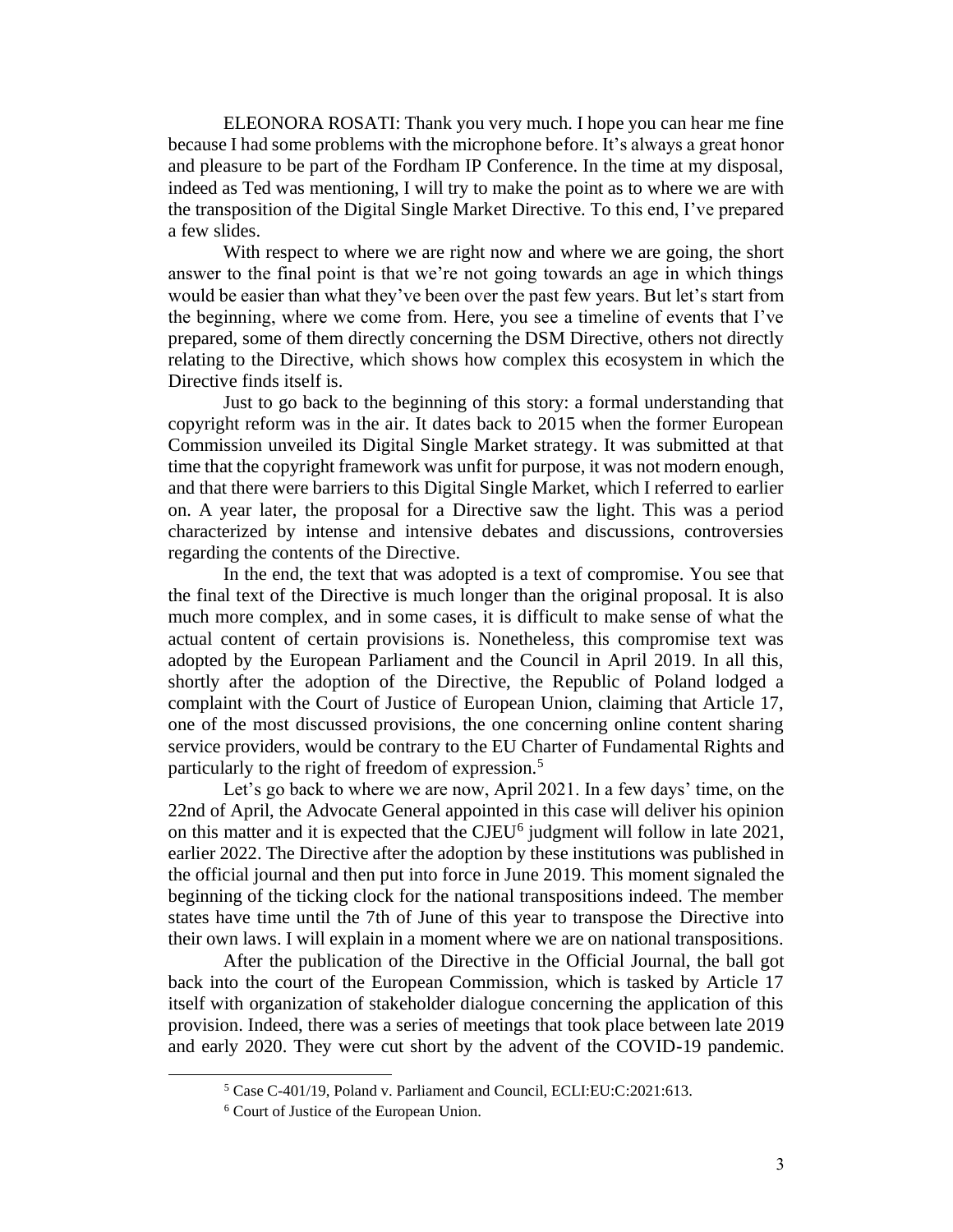ELEONORA ROSATI: Thank you very much. I hope you can hear me fine because I had some problems with the microphone before. It's always a great honor and pleasure to be part of the Fordham IP Conference. In the time at my disposal, indeed as Ted was mentioning, I will try to make the point as to where we are with the transposition of the Digital Single Market Directive. To this end, I've prepared a few slides.

With respect to where we are right now and where we are going, the short answer to the final point is that we're not going towards an age in which things would be easier than what they've been over the past few years. But let's start from the beginning, where we come from. Here, you see a timeline of events that I've prepared, some of them directly concerning the DSM Directive, others not directly relating to the Directive, which shows how complex this ecosystem in which the Directive finds itself is.

Just to go back to the beginning of this story: a formal understanding that copyright reform was in the air. It dates back to 2015 when the former European Commission unveiled its Digital Single Market strategy. It was submitted at that time that the copyright framework was unfit for purpose, it was not modern enough, and that there were barriers to this Digital Single Market, which I referred to earlier on. A year later, the proposal for a Directive saw the light. This was a period characterized by intense and intensive debates and discussions, controversies regarding the contents of the Directive.

In the end, the text that was adopted is a text of compromise. You see that the final text of the Directive is much longer than the original proposal. It is also much more complex, and in some cases, it is difficult to make sense of what the actual content of certain provisions is. Nonetheless, this compromise text was adopted by the European Parliament and the Council in April 2019. In all this, shortly after the adoption of the Directive, the Republic of Poland lodged a complaint with the Court of Justice of European Union, claiming that Article 17, one of the most discussed provisions, the one concerning online content sharing service providers, would be contrary to the EU Charter of Fundamental Rights and particularly to the right of freedom of expression.[5]

Let's go back to where we are now, April 2021. In a few days' time, on the 22nd of April, the Advocate General appointed in this case will deliver his opinion on this matter and it is expected that the CJEU[6] judgment will follow in late 2021, earlier 2022. The Directive after the adoption by these institutions was published in the official journal and then put into force in June 2019. This moment signaled the beginning of the ticking clock for the national transpositions indeed. The member states have time until the 7th of June of this year to transpose the Directive into their own laws. I will explain in a moment where we are on national transpositions.

After the publication of the Directive in the Official Journal, the ball got back into the court of the European Commission, which is tasked by Article 17 itself with organization of stakeholder dialogue concerning the application of this provision. Indeed, there was a series of meetings that took place between late 2019 and early 2020. They were cut short by the advent of the COVID-19 pandemic.

[5] Case C-401/19, Poland v. Parliament and Council, ECLI:EU:C:2021:613.

[6] Court of Justice of the European Union.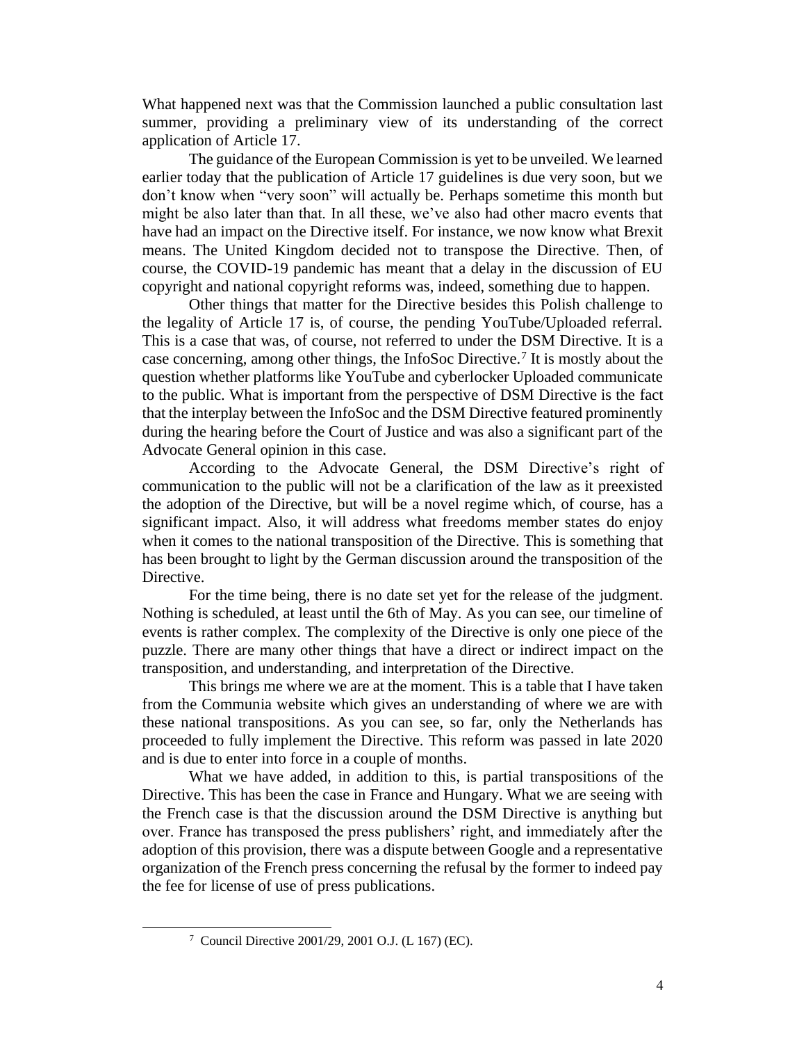What happened next was that the Commission launched a public consultation last summer, providing a preliminary view of its understanding of the correct application of Article 17.

The guidance of the European Commission is yet to be unveiled. We learned earlier today that the publication of Article 17 guidelines is due very soon, but we don't know when "very soon" will actually be. Perhaps sometime this month but might be also later than that. In all these, we've also had other macro events that have had an impact on the Directive itself. For instance, we now know what Brexit means. The United Kingdom decided not to transpose the Directive. Then, of course, the COVID-19 pandemic has meant that a delay in the discussion of EU copyright and national copyright reforms was, indeed, something due to happen.

Other things that matter for the Directive besides this Polish challenge to the legality of Article 17 is, of course, the pending YouTube/Uploaded referral. This is a case that was, of course, not referred to under the DSM Directive. It is a case concerning, among other things, the InfoSoc Directive.[7] It is mostly about the question whether platforms like YouTube and cyberlocker Uploaded communicate to the public. What is important from the perspective of DSM Directive is the fact that the interplay between the InfoSoc and the DSM Directive featured prominently during the hearing before the Court of Justice and was also a significant part of the Advocate General opinion in this case.

According to the Advocate General, the DSM Directive's right of communication to the public will not be a clarification of the law as it preexisted the adoption of the Directive, but will be a novel regime which, of course, has a significant impact. Also, it will address what freedoms member states do enjoy when it comes to the national transposition of the Directive. This is something that has been brought to light by the German discussion around the transposition of the Directive.

For the time being, there is no date set yet for the release of the judgment. Nothing is scheduled, at least until the 6th of May. As you can see, our timeline of events is rather complex. The complexity of the Directive is only one piece of the puzzle. There are many other things that have a direct or indirect impact on the transposition, and understanding, and interpretation of the Directive.

This brings me where we are at the moment. This is a table that I have taken from the Communia website which gives an understanding of where we are with these national transpositions. As you can see, so far, only the Netherlands has proceeded to fully implement the Directive. This reform was passed in late 2020 and is due to enter into force in a couple of months.

What we have added, in addition to this, is partial transpositions of the Directive. This has been the case in France and Hungary. What we are seeing with the French case is that the discussion around the DSM Directive is anything but over. France has transposed the press publishers' right, and immediately after the adoption of this provision, there was a dispute between Google and a representative organization of the French press concerning the refusal by the former to indeed pay the fee for license of use of press publications.

[7] Council Directive 2001/29, 2001 O.J. (L 167) (EC).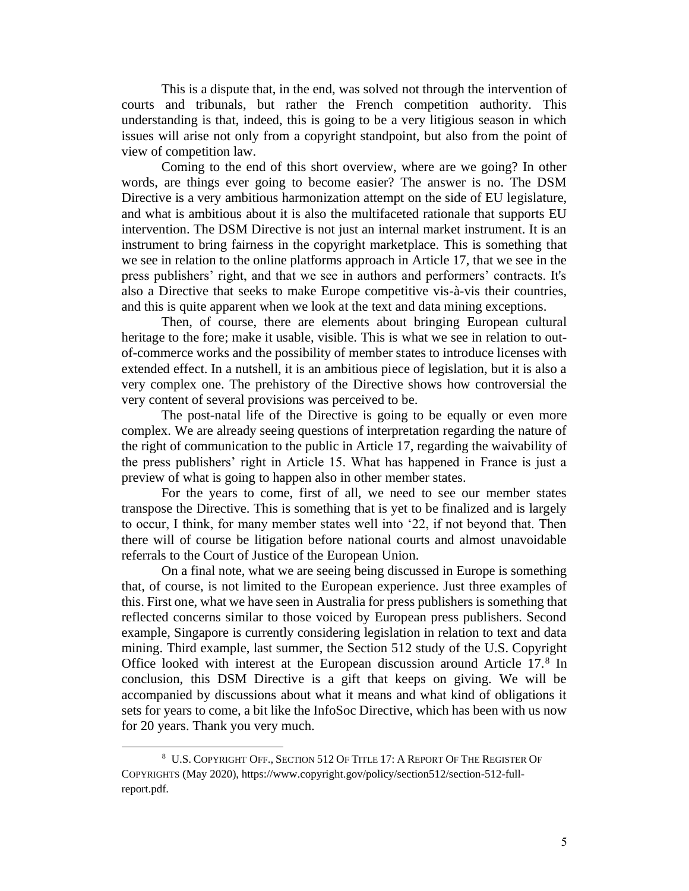This is a dispute that, in the end, was solved not through the intervention of courts and tribunals, but rather the French competition authority. This understanding is that, indeed, this is going to be a very litigious season in which issues will arise not only from a copyright standpoint, but also from the point of view of competition law.

Coming to the end of this short overview, where are we going? In other words, are things ever going to become easier? The answer is no. The DSM Directive is a very ambitious harmonization attempt on the side of EU legislature, and what is ambitious about it is also the multifaceted rationale that supports EU intervention. The DSM Directive is not just an internal market instrument. It is an instrument to bring fairness in the copyright marketplace. This is something that we see in relation to the online platforms approach in Article 17, that we see in the press publishers' right, and that we see in authors and performers' contracts. It's also a Directive that seeks to make Europe competitive vis-à-vis their countries, and this is quite apparent when we look at the text and data mining exceptions.

Then, of course, there are elements about bringing European cultural heritage to the fore; make it usable, visible. This is what we see in relation to out-of-commerce works and the possibility of member states to introduce licenses with extended effect. In a nutshell, it is an ambitious piece of legislation, but it is also a very complex one. The prehistory of the Directive shows how controversial the very content of several provisions was perceived to be.

The post-natal life of the Directive is going to be equally or even more complex. We are already seeing questions of interpretation regarding the nature of the right of communication to the public in Article 17, regarding the waivability of the press publishers' right in Article 15. What has happened in France is just a preview of what is going to happen also in other member states.

For the years to come, first of all, we need to see our member states transpose the Directive. This is something that is yet to be finalized and is largely to occur, I think, for many member states well into '22, if not beyond that. Then there will of course be litigation before national courts and almost unavoidable referrals to the Court of Justice of the European Union.

On a final note, what we are seeing being discussed in Europe is something that, of course, is not limited to the European experience. Just three examples of this. First one, what we have seen in Australia for press publishers is something that reflected concerns similar to those voiced by European press publishers. Second example, Singapore is currently considering legislation in relation to text and data mining. Third example, last summer, the Section 512 study of the U.S. Copyright Office looked with interest at the European discussion around Article 17.[8] In conclusion, this DSM Directive is a gift that keeps on giving. We will be accompanied by discussions about what it means and what kind of obligations it sets for years to come, a bit like the InfoSoc Directive, which has been with us now for 20 years. Thank you very much.

---

[8] U.S. COPYRIGHT OFF., SECTION 512 OF TITLE 17: A REPORT OF THE REGISTER OF COPYRIGHTS (May 2020), https://www.copyright.gov/policy/section512/section-512-full-report.pdf.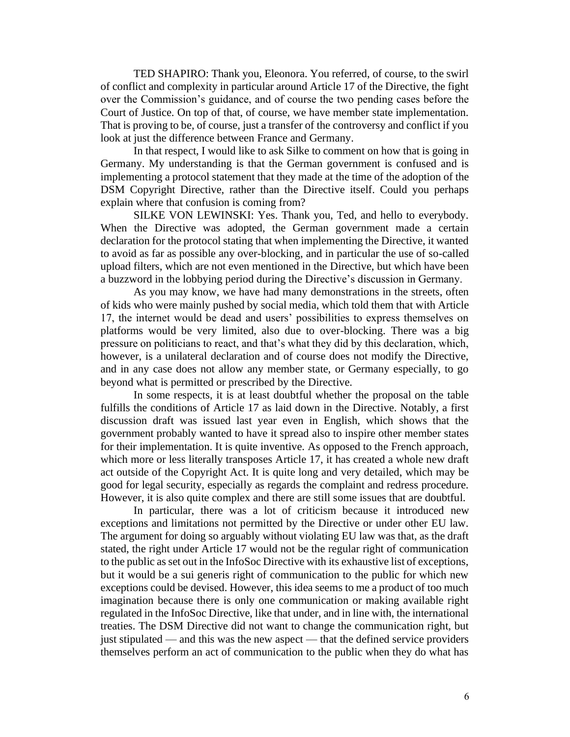TED SHAPIRO: Thank you, Eleonora. You referred, of course, to the swirl of conflict and complexity in particular around Article 17 of the Directive, the fight over the Commission's guidance, and of course the two pending cases before the Court of Justice. On top of that, of course, we have member state implementation. That is proving to be, of course, just a transfer of the controversy and conflict if you look at just the difference between France and Germany.

In that respect, I would like to ask Silke to comment on how that is going in Germany. My understanding is that the German government is confused and is implementing a protocol statement that they made at the time of the adoption of the DSM Copyright Directive, rather than the Directive itself. Could you perhaps explain where that confusion is coming from?

SILKE VON LEWINSKI: Yes. Thank you, Ted, and hello to everybody. When the Directive was adopted, the German government made a certain declaration for the protocol stating that when implementing the Directive, it wanted to avoid as far as possible any over-blocking, and in particular the use of so-called upload filters, which are not even mentioned in the Directive, but which have been a buzzword in the lobbying period during the Directive's discussion in Germany.

As you may know, we have had many demonstrations in the streets, often of kids who were mainly pushed by social media, which told them that with Article 17, the internet would be dead and users' possibilities to express themselves on platforms would be very limited, also due to over-blocking. There was a big pressure on politicians to react, and that's what they did by this declaration, which, however, is a unilateral declaration and of course does not modify the Directive, and in any case does not allow any member state, or Germany especially, to go beyond what is permitted or prescribed by the Directive.

In some respects, it is at least doubtful whether the proposal on the table fulfills the conditions of Article 17 as laid down in the Directive. Notably, a first discussion draft was issued last year even in English, which shows that the government probably wanted to have it spread also to inspire other member states for their implementation. It is quite inventive. As opposed to the French approach, which more or less literally transposes Article 17, it has created a whole new draft act outside of the Copyright Act. It is quite long and very detailed, which may be good for legal security, especially as regards the complaint and redress procedure. However, it is also quite complex and there are still some issues that are doubtful.

In particular, there was a lot of criticism because it introduced new exceptions and limitations not permitted by the Directive or under other EU law. The argument for doing so arguably without violating EU law was that, as the draft stated, the right under Article 17 would not be the regular right of communication to the public as set out in the InfoSoc Directive with its exhaustive list of exceptions, but it would be a sui generis right of communication to the public for which new exceptions could be devised. However, this idea seems to me a product of too much imagination because there is only one communication or making available right regulated in the InfoSoc Directive, like that under, and in line with, the international treaties. The DSM Directive did not want to change the communication right, but just stipulated — and this was the new aspect — that the defined service providers themselves perform an act of communication to the public when they do what has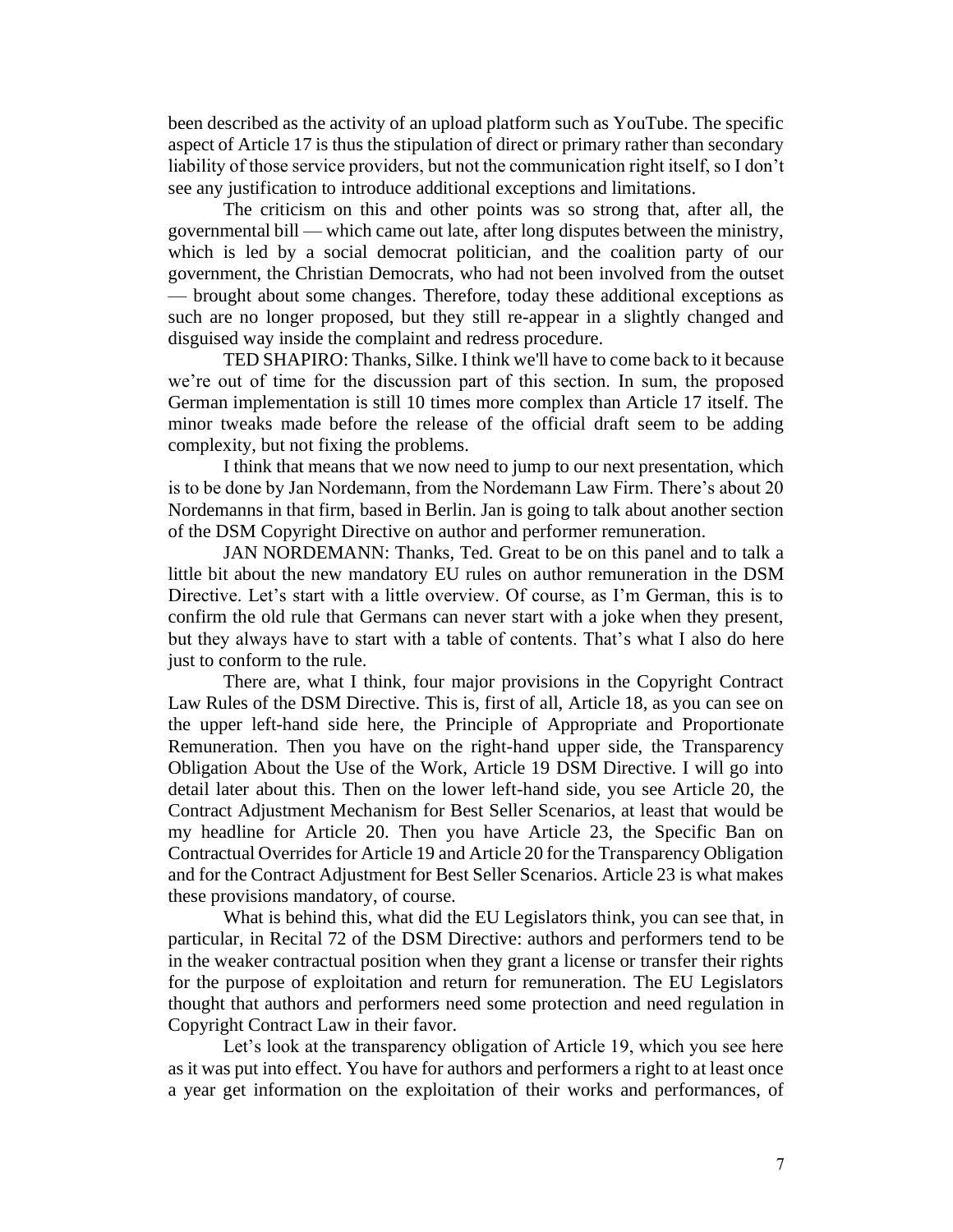been described as the activity of an upload platform such as YouTube. The specific aspect of Article 17 is thus the stipulation of direct or primary rather than secondary liability of those service providers, but not the communication right itself, so I don't see any justification to introduce additional exceptions and limitations.

The criticism on this and other points was so strong that, after all, the governmental bill — which came out late, after long disputes between the ministry, which is led by a social democrat politician, and the coalition party of our government, the Christian Democrats, who had not been involved from the outset — brought about some changes. Therefore, today these additional exceptions as such are no longer proposed, but they still re-appear in a slightly changed and disguised way inside the complaint and redress procedure.

TED SHAPIRO: Thanks, Silke. I think we'll have to come back to it because we're out of time for the discussion part of this section. In sum, the proposed German implementation is still 10 times more complex than Article 17 itself. The minor tweaks made before the release of the official draft seem to be adding complexity, but not fixing the problems.

I think that means that we now need to jump to our next presentation, which is to be done by Jan Nordemann, from the Nordemann Law Firm. There's about 20 Nordemanns in that firm, based in Berlin. Jan is going to talk about another section of the DSM Copyright Directive on author and performer remuneration.

JAN NORDEMANN: Thanks, Ted. Great to be on this panel and to talk a little bit about the new mandatory EU rules on author remuneration in the DSM Directive. Let's start with a little overview. Of course, as I'm German, this is to confirm the old rule that Germans can never start with a joke when they present, but they always have to start with a table of contents. That's what I also do here just to conform to the rule.

There are, what I think, four major provisions in the Copyright Contract Law Rules of the DSM Directive. This is, first of all, Article 18, as you can see on the upper left-hand side here, the Principle of Appropriate and Proportionate Remuneration. Then you have on the right-hand upper side, the Transparency Obligation About the Use of the Work, Article 19 DSM Directive. I will go into detail later about this. Then on the lower left-hand side, you see Article 20, the Contract Adjustment Mechanism for Best Seller Scenarios, at least that would be my headline for Article 20. Then you have Article 23, the Specific Ban on Contractual Overrides for Article 19 and Article 20 for the Transparency Obligation and for the Contract Adjustment for Best Seller Scenarios. Article 23 is what makes these provisions mandatory, of course.

What is behind this, what did the EU Legislators think, you can see that, in particular, in Recital 72 of the DSM Directive: authors and performers tend to be in the weaker contractual position when they grant a license or transfer their rights for the purpose of exploitation and return for remuneration. The EU Legislators thought that authors and performers need some protection and need regulation in Copyright Contract Law in their favor.

Let's look at the transparency obligation of Article 19, which you see here as it was put into effect. You have for authors and performers a right to at least once a year get information on the exploitation of their works and performances, of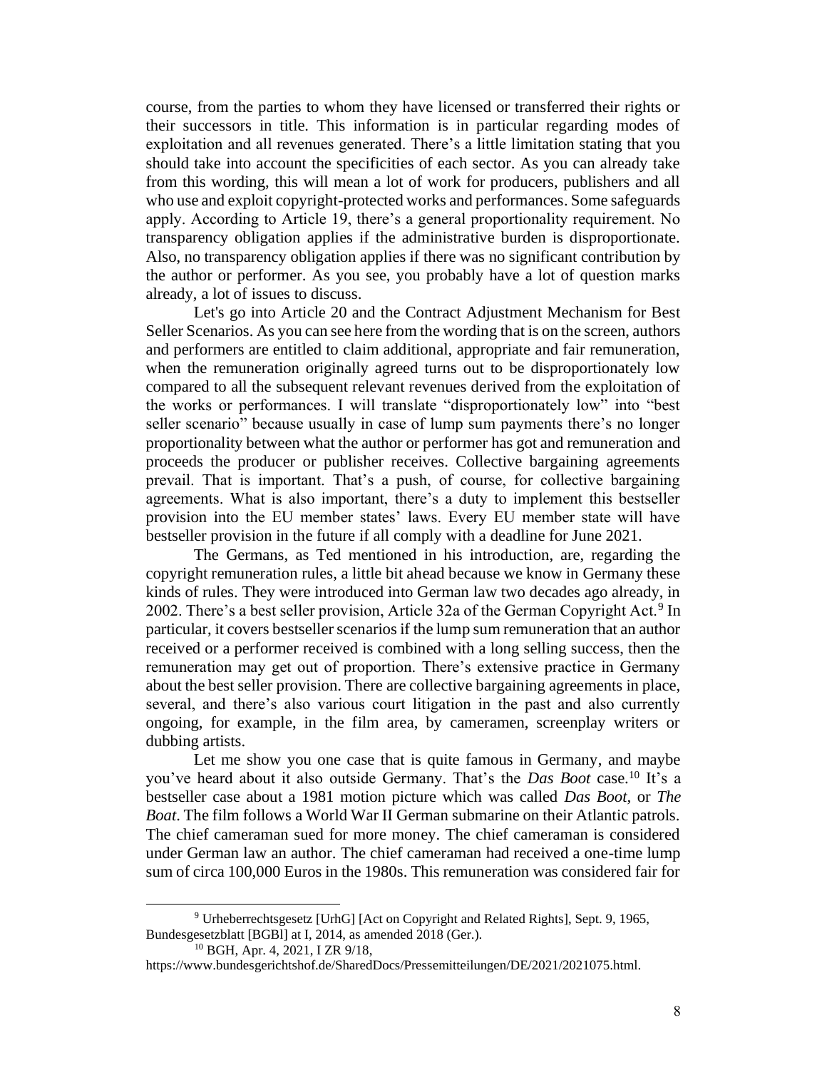course, from the parties to whom they have licensed or transferred their rights or their successors in title. This information is in particular regarding modes of exploitation and all revenues generated. There's a little limitation stating that you should take into account the specificities of each sector. As you can already take from this wording, this will mean a lot of work for producers, publishers and all who use and exploit copyright-protected works and performances. Some safeguards apply. According to Article 19, there's a general proportionality requirement. No transparency obligation applies if the administrative burden is disproportionate. Also, no transparency obligation applies if there was no significant contribution by the author or performer. As you see, you probably have a lot of question marks already, a lot of issues to discuss.

Let's go into Article 20 and the Contract Adjustment Mechanism for Best Seller Scenarios. As you can see here from the wording that is on the screen, authors and performers are entitled to claim additional, appropriate and fair remuneration, when the remuneration originally agreed turns out to be disproportionately low compared to all the subsequent relevant revenues derived from the exploitation of the works or performances. I will translate "disproportionately low" into "best seller scenario" because usually in case of lump sum payments there's no longer proportionality between what the author or performer has got and remuneration and proceeds the producer or publisher receives. Collective bargaining agreements prevail. That is important. That's a push, of course, for collective bargaining agreements. What is also important, there's a duty to implement this bestseller provision into the EU member states' laws. Every EU member state will have bestseller provision in the future if all comply with a deadline for June 2021.

The Germans, as Ted mentioned in his introduction, are, regarding the copyright remuneration rules, a little bit ahead because we know in Germany these kinds of rules. They were introduced into German law two decades ago already, in 2002. There's a best seller provision, Article 32a of the German Copyright Act.[9] In particular, it covers bestseller scenarios if the lump sum remuneration that an author received or a performer received is combined with a long selling success, then the remuneration may get out of proportion. There's extensive practice in Germany about the best seller provision. There are collective bargaining agreements in place, several, and there's also various court litigation in the past and also currently ongoing, for example, in the film area, by cameramen, screenplay writers or dubbing artists.

Let me show you one case that is quite famous in Germany, and maybe you've heard about it also outside Germany. That's the *Das Boot* case.[10] It's a bestseller case about a 1981 motion picture which was called *Das Boot*, or *The Boat*. The film follows a World War II German submarine on their Atlantic patrols. The chief cameraman sued for more money. The chief cameraman is considered under German law an author. The chief cameraman had received a one-time lump sum of circa 100,000 Euros in the 1980s. This remuneration was considered fair for

---

[9] Urheberrechtsgesetz [UrhG] [Act on Copyright and Related Rights], Sept. 9, 1965, Bundesgesetzblatt [BGBl] at I, 2014, as amended 2018 (Ger.).

[10] BGH, Apr. 4, 2021, I ZR 9/18, https://www.bundesgerichtshof.de/SharedDocs/Pressemitteilungen/DE/2021/2021075.html.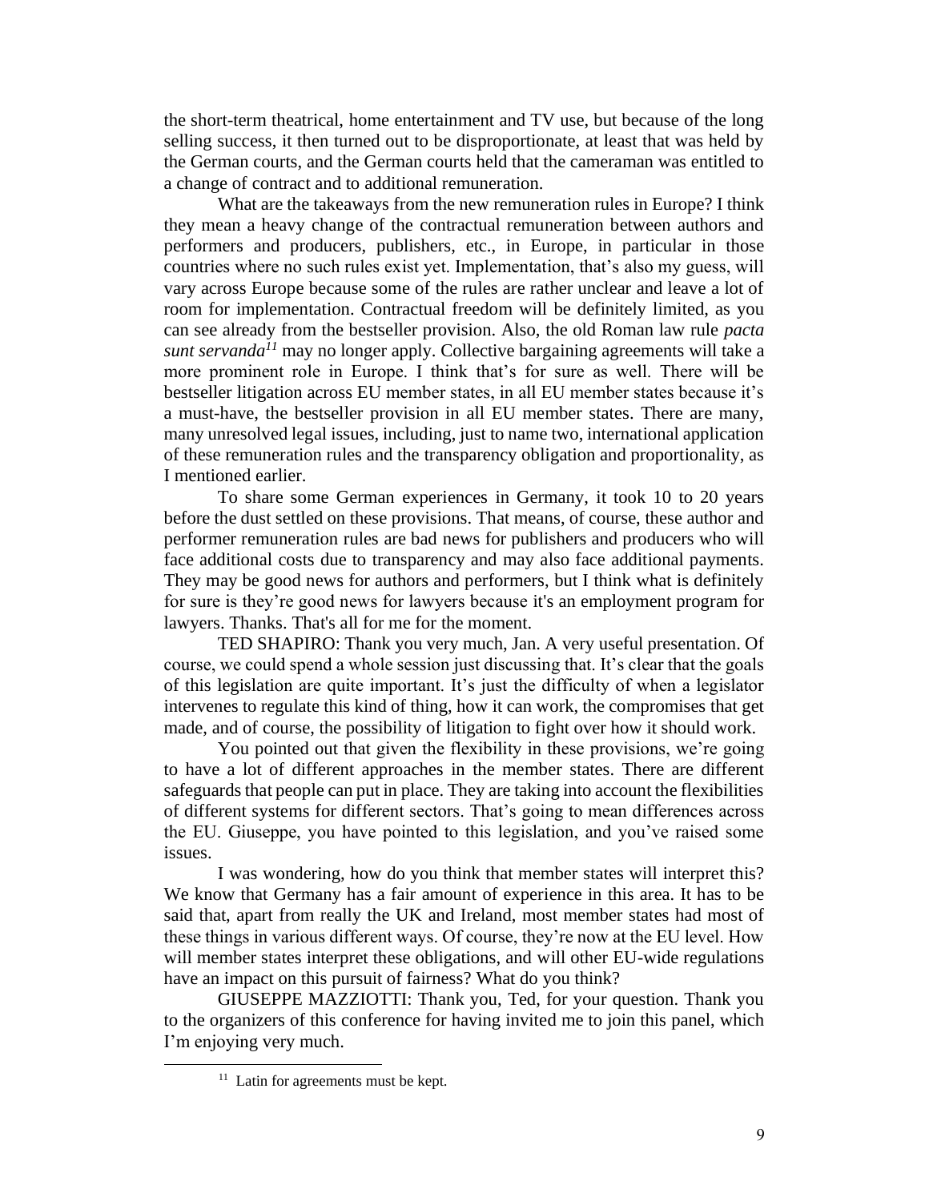the short-term theatrical, home entertainment and TV use, but because of the long selling success, it then turned out to be disproportionate, at least that was held by the German courts, and the German courts held that the cameraman was entitled to a change of contract and to additional remuneration.

What are the takeaways from the new remuneration rules in Europe? I think they mean a heavy change of the contractual remuneration between authors and performers and producers, publishers, etc., in Europe, in particular in those countries where no such rules exist yet. Implementation, that's also my guess, will vary across Europe because some of the rules are rather unclear and leave a lot of room for implementation. Contractual freedom will be definitely limited, as you can see already from the bestseller provision. Also, the old Roman law rule *pacta sunt servanda*[11] may no longer apply. Collective bargaining agreements will take a more prominent role in Europe. I think that's for sure as well. There will be bestseller litigation across EU member states, in all EU member states because it's a must-have, the bestseller provision in all EU member states. There are many, many unresolved legal issues, including, just to name two, international application of these remuneration rules and the transparency obligation and proportionality, as I mentioned earlier.

To share some German experiences in Germany, it took 10 to 20 years before the dust settled on these provisions. That means, of course, these author and performer remuneration rules are bad news for publishers and producers who will face additional costs due to transparency and may also face additional payments. They may be good news for authors and performers, but I think what is definitely for sure is they're good news for lawyers because it's an employment program for lawyers. Thanks. That's all for me for the moment.

TED SHAPIRO: Thank you very much, Jan. A very useful presentation. Of course, we could spend a whole session just discussing that. It's clear that the goals of this legislation are quite important. It's just the difficulty of when a legislator intervenes to regulate this kind of thing, how it can work, the compromises that get made, and of course, the possibility of litigation to fight over how it should work.

You pointed out that given the flexibility in these provisions, we're going to have a lot of different approaches in the member states. There are different safeguards that people can put in place. They are taking into account the flexibilities of different systems for different sectors. That's going to mean differences across the EU. Giuseppe, you have pointed to this legislation, and you've raised some issues.

I was wondering, how do you think that member states will interpret this? We know that Germany has a fair amount of experience in this area. It has to be said that, apart from really the UK and Ireland, most member states had most of these things in various different ways. Of course, they're now at the EU level. How will member states interpret these obligations, and will other EU-wide regulations have an impact on this pursuit of fairness? What do you think?

GIUSEPPE MAZZIOTTI: Thank you, Ted, for your question. Thank you to the organizers of this conference for having invited me to join this panel, which I'm enjoying very much.

[11] Latin for agreements must be kept.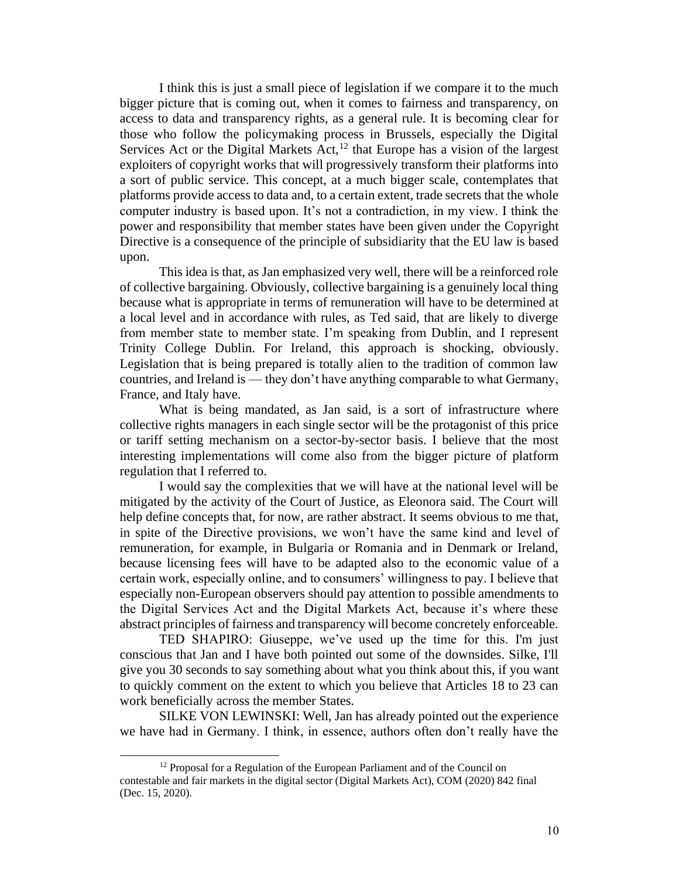I think this is just a small piece of legislation if we compare it to the much bigger picture that is coming out, when it comes to fairness and transparency, on access to data and transparency rights, as a general rule. It is becoming clear for those who follow the policymaking process in Brussels, especially the Digital Services Act or the Digital Markets Act,[12] that Europe has a vision of the largest exploiters of copyright works that will progressively transform their platforms into a sort of public service. This concept, at a much bigger scale, contemplates that platforms provide access to data and, to a certain extent, trade secrets that the whole computer industry is based upon. It's not a contradiction, in my view. I think the power and responsibility that member states have been given under the Copyright Directive is a consequence of the principle of subsidiarity that the EU law is based upon.

This idea is that, as Jan emphasized very well, there will be a reinforced role of collective bargaining. Obviously, collective bargaining is a genuinely local thing because what is appropriate in terms of remuneration will have to be determined at a local level and in accordance with rules, as Ted said, that are likely to diverge from member state to member state. I'm speaking from Dublin, and I represent Trinity College Dublin. For Ireland, this approach is shocking, obviously. Legislation that is being prepared is totally alien to the tradition of common law countries, and Ireland is — they don't have anything comparable to what Germany, France, and Italy have.

What is being mandated, as Jan said, is a sort of infrastructure where collective rights managers in each single sector will be the protagonist of this price or tariff setting mechanism on a sector-by-sector basis. I believe that the most interesting implementations will come also from the bigger picture of platform regulation that I referred to.

I would say the complexities that we will have at the national level will be mitigated by the activity of the Court of Justice, as Eleonora said. The Court will help define concepts that, for now, are rather abstract. It seems obvious to me that, in spite of the Directive provisions, we won't have the same kind and level of remuneration, for example, in Bulgaria or Romania and in Denmark or Ireland, because licensing fees will have to be adapted also to the economic value of a certain work, especially online, and to consumers' willingness to pay. I believe that especially non-European observers should pay attention to possible amendments to the Digital Services Act and the Digital Markets Act, because it's where these abstract principles of fairness and transparency will become concretely enforceable.

TED SHAPIRO: Giuseppe, we've used up the time for this. I'm just conscious that Jan and I have both pointed out some of the downsides. Silke, I'll give you 30 seconds to say something about what you think about this, if you want to quickly comment on the extent to which you believe that Articles 18 to 23 can work beneficially across the member States.

SILKE VON LEWINSKI: Well, Jan has already pointed out the experience we have had in Germany. I think, in essence, authors often don't really have the

---

[12] Proposal for a Regulation of the European Parliament and of the Council on contestable and fair markets in the digital sector (Digital Markets Act), COM (2020) 842 final (Dec. 15, 2020).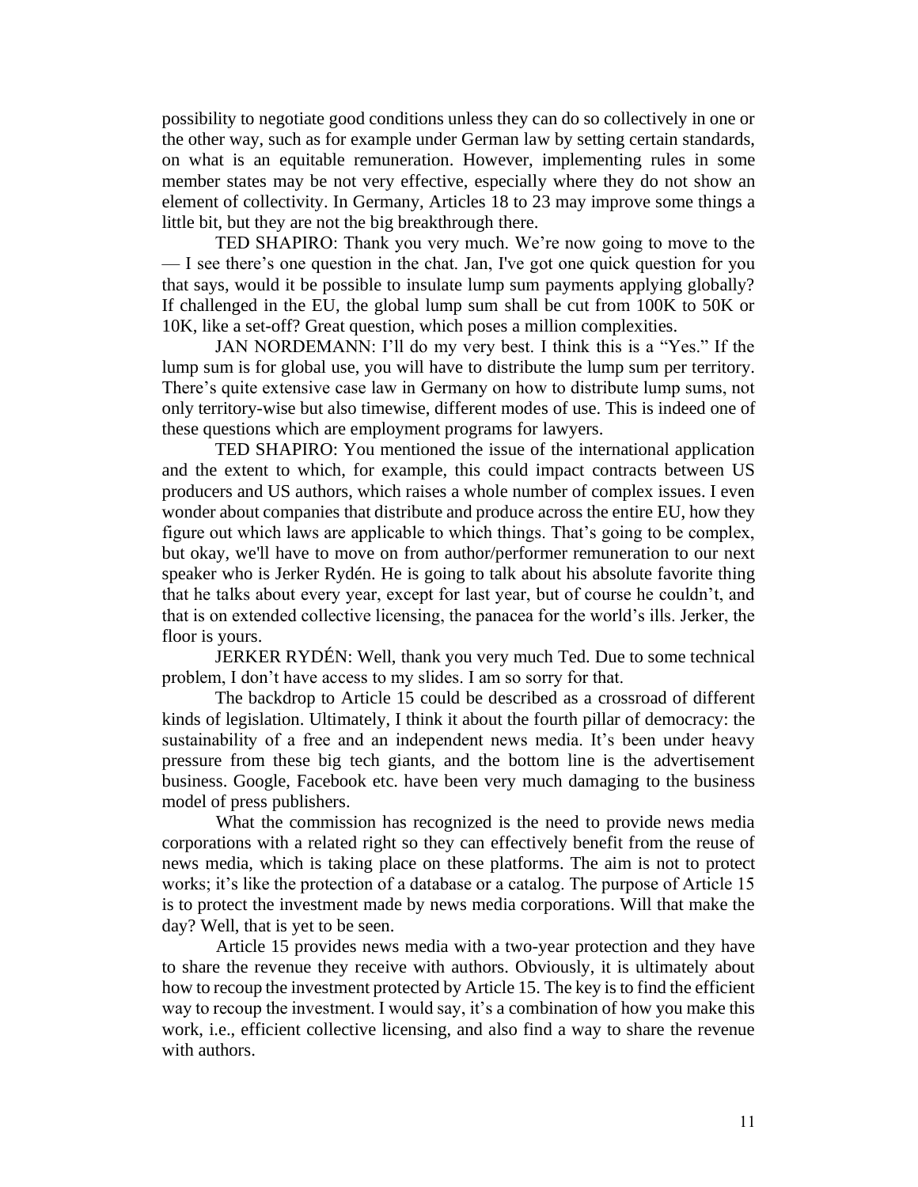possibility to negotiate good conditions unless they can do so collectively in one or the other way, such as for example under German law by setting certain standards, on what is an equitable remuneration. However, implementing rules in some member states may be not very effective, especially where they do not show an element of collectivity. In Germany, Articles 18 to 23 may improve some things a little bit, but they are not the big breakthrough there.

TED SHAPIRO: Thank you very much. We're now going to move to the — I see there's one question in the chat. Jan, I've got one quick question for you that says, would it be possible to insulate lump sum payments applying globally? If challenged in the EU, the global lump sum shall be cut from 100K to 50K or 10K, like a set-off? Great question, which poses a million complexities.

JAN NORDEMANN: I'll do my very best. I think this is a "Yes." If the lump sum is for global use, you will have to distribute the lump sum per territory. There's quite extensive case law in Germany on how to distribute lump sums, not only territory-wise but also timewise, different modes of use. This is indeed one of these questions which are employment programs for lawyers.

TED SHAPIRO: You mentioned the issue of the international application and the extent to which, for example, this could impact contracts between US producers and US authors, which raises a whole number of complex issues. I even wonder about companies that distribute and produce across the entire EU, how they figure out which laws are applicable to which things. That's going to be complex, but okay, we'll have to move on from author/performer remuneration to our next speaker who is Jerker Rydén. He is going to talk about his absolute favorite thing that he talks about every year, except for last year, but of course he couldn't, and that is on extended collective licensing, the panacea for the world's ills. Jerker, the floor is yours.

JERKER RYDÉN: Well, thank you very much Ted. Due to some technical problem, I don't have access to my slides. I am so sorry for that.

The backdrop to Article 15 could be described as a crossroad of different kinds of legislation. Ultimately, I think it about the fourth pillar of democracy: the sustainability of a free and an independent news media. It's been under heavy pressure from these big tech giants, and the bottom line is the advertisement business. Google, Facebook etc. have been very much damaging to the business model of press publishers.

What the commission has recognized is the need to provide news media corporations with a related right so they can effectively benefit from the reuse of news media, which is taking place on these platforms. The aim is not to protect works; it's like the protection of a database or a catalog. The purpose of Article 15 is to protect the investment made by news media corporations. Will that make the day? Well, that is yet to be seen.

Article 15 provides news media with a two-year protection and they have to share the revenue they receive with authors. Obviously, it is ultimately about how to recoup the investment protected by Article 15. The key is to find the efficient way to recoup the investment. I would say, it's a combination of how you make this work, i.e., efficient collective licensing, and also find a way to share the revenue with authors.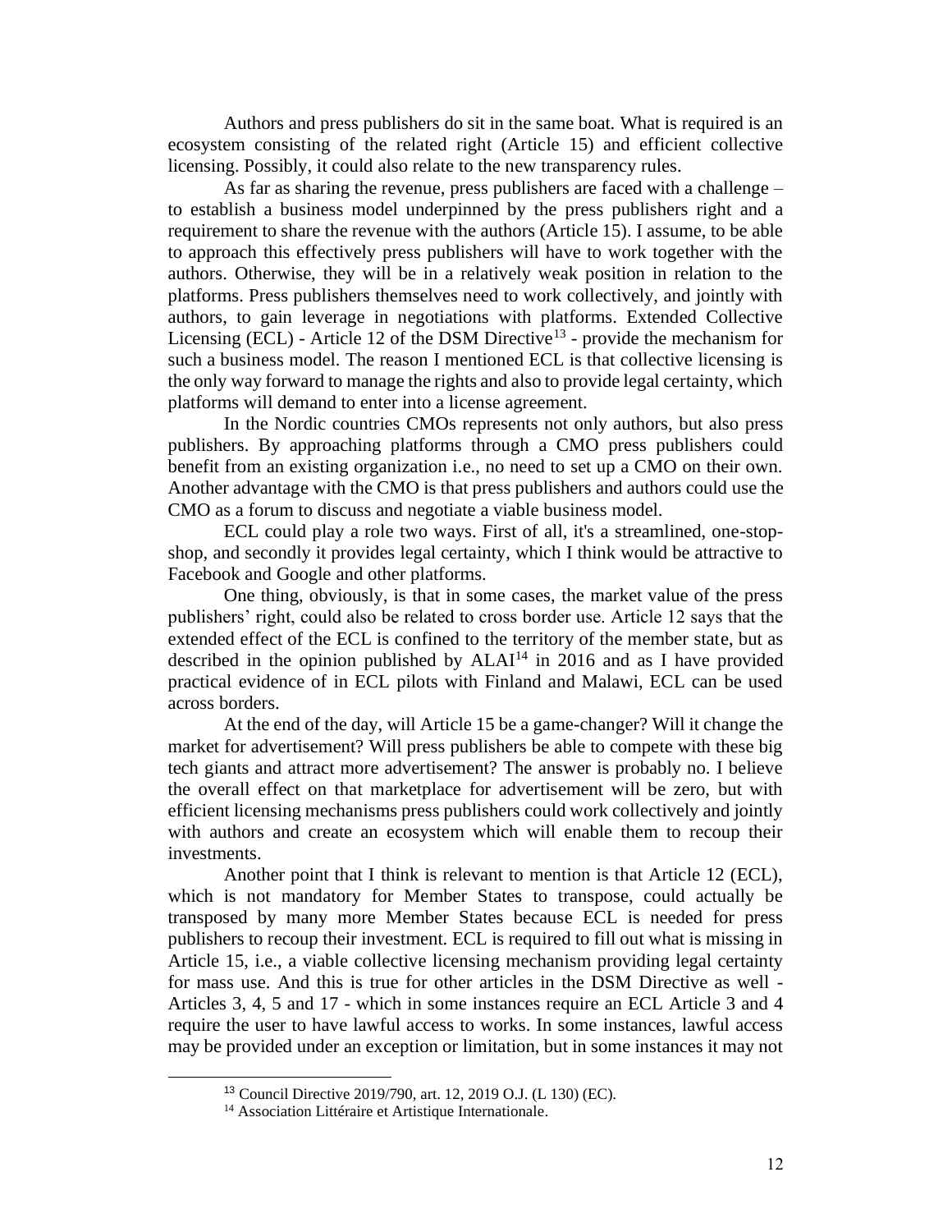Authors and press publishers do sit in the same boat. What is required is an ecosystem consisting of the related right (Article 15) and efficient collective licensing. Possibly, it could also relate to the new transparency rules.

As far as sharing the revenue, press publishers are faced with a challenge – to establish a business model underpinned by the press publishers right and a requirement to share the revenue with the authors (Article 15). I assume, to be able to approach this effectively press publishers will have to work together with the authors. Otherwise, they will be in a relatively weak position in relation to the platforms. Press publishers themselves need to work collectively, and jointly with authors, to gain leverage in negotiations with platforms. Extended Collective Licensing (ECL) - Article 12 of the DSM Directive[13] - provide the mechanism for such a business model. The reason I mentioned ECL is that collective licensing is the only way forward to manage the rights and also to provide legal certainty, which platforms will demand to enter into a license agreement.

In the Nordic countries CMOs represents not only authors, but also press publishers. By approaching platforms through a CMO press publishers could benefit from an existing organization i.e., no need to set up a CMO on their own. Another advantage with the CMO is that press publishers and authors could use the CMO as a forum to discuss and negotiate a viable business model.

ECL could play a role two ways. First of all, it's a streamlined, one-stop-shop, and secondly it provides legal certainty, which I think would be attractive to Facebook and Google and other platforms.

One thing, obviously, is that in some cases, the market value of the press publishers' right, could also be related to cross border use. Article 12 says that the extended effect of the ECL is confined to the territory of the member state, but as described in the opinion published by ALAI[14] in 2016 and as I have provided practical evidence of in ECL pilots with Finland and Malawi, ECL can be used across borders.

At the end of the day, will Article 15 be a game-changer? Will it change the market for advertisement? Will press publishers be able to compete with these big tech giants and attract more advertisement? The answer is probably no. I believe the overall effect on that marketplace for advertisement will be zero, but with efficient licensing mechanisms press publishers could work collectively and jointly with authors and create an ecosystem which will enable them to recoup their investments.

Another point that I think is relevant to mention is that Article 12 (ECL), which is not mandatory for Member States to transpose, could actually be transposed by many more Member States because ECL is needed for press publishers to recoup their investment. ECL is required to fill out what is missing in Article 15, i.e., a viable collective licensing mechanism providing legal certainty for mass use. And this is true for other articles in the DSM Directive as well - Articles 3, 4, 5 and 17 - which in some instances require an ECL Article 3 and 4 require the user to have lawful access to works. In some instances, lawful access may be provided under an exception or limitation, but in some instances it may not

[13] Council Directive 2019/790, art. 12, 2019 O.J. (L 130) (EC).

[14] Association Littéraire et Artistique Internationale.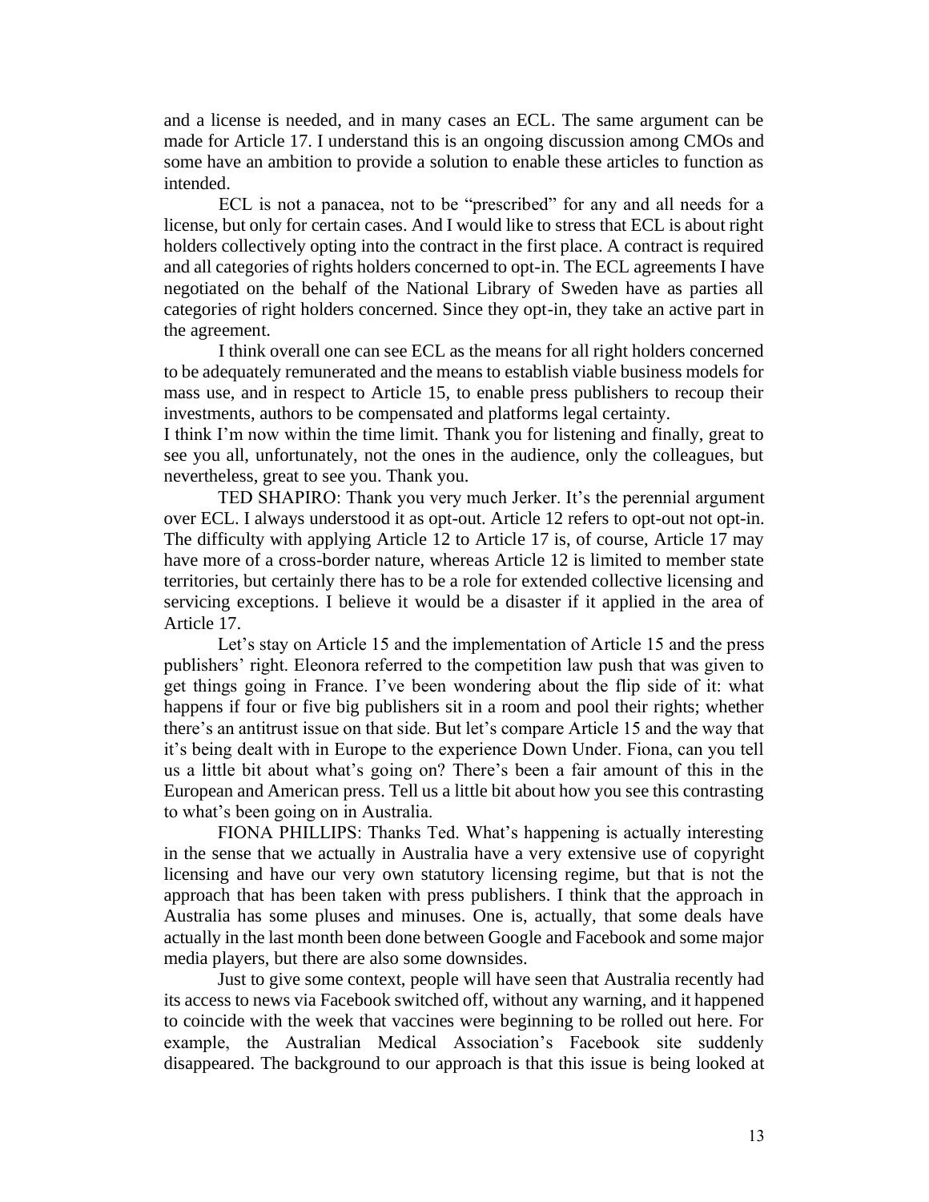and a license is needed, and in many cases an ECL. The same argument can be made for Article 17. I understand this is an ongoing discussion among CMOs and some have an ambition to provide a solution to enable these articles to function as intended.

ECL is not a panacea, not to be "prescribed" for any and all needs for a license, but only for certain cases. And I would like to stress that ECL is about right holders collectively opting into the contract in the first place. A contract is required and all categories of rights holders concerned to opt-in. The ECL agreements I have negotiated on the behalf of the National Library of Sweden have as parties all categories of right holders concerned. Since they opt-in, they take an active part in the agreement.

I think overall one can see ECL as the means for all right holders concerned to be adequately remunerated and the means to establish viable business models for mass use, and in respect to Article 15, to enable press publishers to recoup their investments, authors to be compensated and platforms legal certainty.

I think I'm now within the time limit. Thank you for listening and finally, great to see you all, unfortunately, not the ones in the audience, only the colleagues, but nevertheless, great to see you. Thank you.

TED SHAPIRO: Thank you very much Jerker. It's the perennial argument over ECL. I always understood it as opt-out. Article 12 refers to opt-out not opt-in. The difficulty with applying Article 12 to Article 17 is, of course, Article 17 may have more of a cross-border nature, whereas Article 12 is limited to member state territories, but certainly there has to be a role for extended collective licensing and servicing exceptions. I believe it would be a disaster if it applied in the area of Article 17.

Let's stay on Article 15 and the implementation of Article 15 and the press publishers' right. Eleonora referred to the competition law push that was given to get things going in France. I've been wondering about the flip side of it: what happens if four or five big publishers sit in a room and pool their rights; whether there's an antitrust issue on that side. But let's compare Article 15 and the way that it's being dealt with in Europe to the experience Down Under. Fiona, can you tell us a little bit about what's going on? There's been a fair amount of this in the European and American press. Tell us a little bit about how you see this contrasting to what's been going on in Australia.

FIONA PHILLIPS: Thanks Ted. What's happening is actually interesting in the sense that we actually in Australia have a very extensive use of copyright licensing and have our very own statutory licensing regime, but that is not the approach that has been taken with press publishers. I think that the approach in Australia has some pluses and minuses. One is, actually, that some deals have actually in the last month been done between Google and Facebook and some major media players, but there are also some downsides.

Just to give some context, people will have seen that Australia recently had its access to news via Facebook switched off, without any warning, and it happened to coincide with the week that vaccines were beginning to be rolled out here. For example, the Australian Medical Association's Facebook site suddenly disappeared. The background to our approach is that this issue is being looked at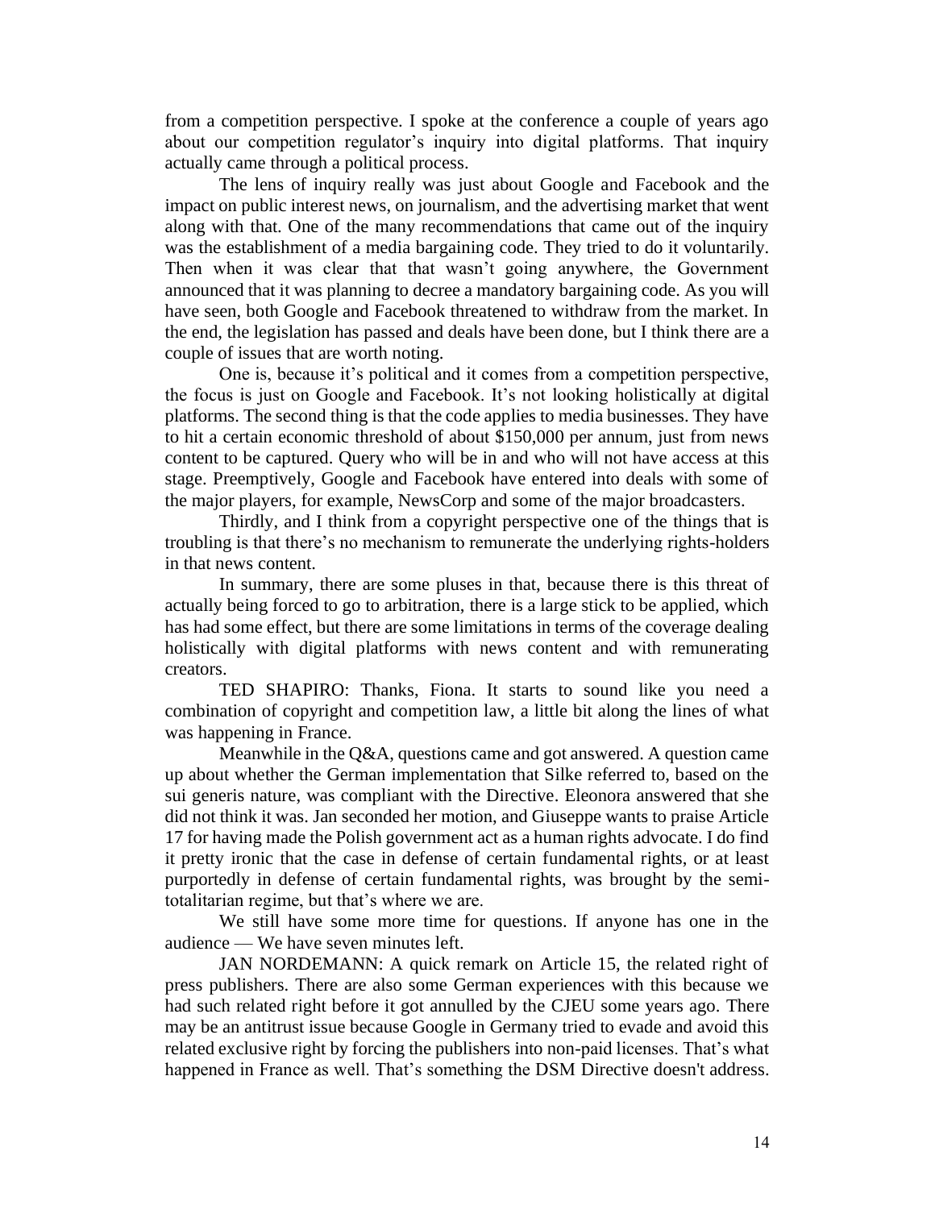from a competition perspective. I spoke at the conference a couple of years ago about our competition regulator's inquiry into digital platforms. That inquiry actually came through a political process.

The lens of inquiry really was just about Google and Facebook and the impact on public interest news, on journalism, and the advertising market that went along with that. One of the many recommendations that came out of the inquiry was the establishment of a media bargaining code. They tried to do it voluntarily. Then when it was clear that that wasn't going anywhere, the Government announced that it was planning to decree a mandatory bargaining code. As you will have seen, both Google and Facebook threatened to withdraw from the market. In the end, the legislation has passed and deals have been done, but I think there are a couple of issues that are worth noting.

One is, because it's political and it comes from a competition perspective, the focus is just on Google and Facebook. It's not looking holistically at digital platforms. The second thing is that the code applies to media businesses. They have to hit a certain economic threshold of about $150,000 per annum, just from news content to be captured. Query who will be in and who will not have access at this stage. Preemptively, Google and Facebook have entered into deals with some of the major players, for example, NewsCorp and some of the major broadcasters.

Thirdly, and I think from a copyright perspective one of the things that is troubling is that there's no mechanism to remunerate the underlying rights-holders in that news content.

In summary, there are some pluses in that, because there is this threat of actually being forced to go to arbitration, there is a large stick to be applied, which has had some effect, but there are some limitations in terms of the coverage dealing holistically with digital platforms with news content and with remunerating creators.

TED SHAPIRO: Thanks, Fiona. It starts to sound like you need a combination of copyright and competition law, a little bit along the lines of what was happening in France.

Meanwhile in the Q&A, questions came and got answered. A question came up about whether the German implementation that Silke referred to, based on the sui generis nature, was compliant with the Directive. Eleonora answered that she did not think it was. Jan seconded her motion, and Giuseppe wants to praise Article 17 for having made the Polish government act as a human rights advocate. I do find it pretty ironic that the case in defense of certain fundamental rights, or at least purportedly in defense of certain fundamental rights, was brought by the semi-totalitarian regime, but that's where we are.

We still have some more time for questions. If anyone has one in the audience — We have seven minutes left.

JAN NORDEMANN: A quick remark on Article 15, the related right of press publishers. There are also some German experiences with this because we had such related right before it got annulled by the CJEU some years ago. There may be an antitrust issue because Google in Germany tried to evade and avoid this related exclusive right by forcing the publishers into non-paid licenses. That's what happened in France as well. That's something the DSM Directive doesn't address.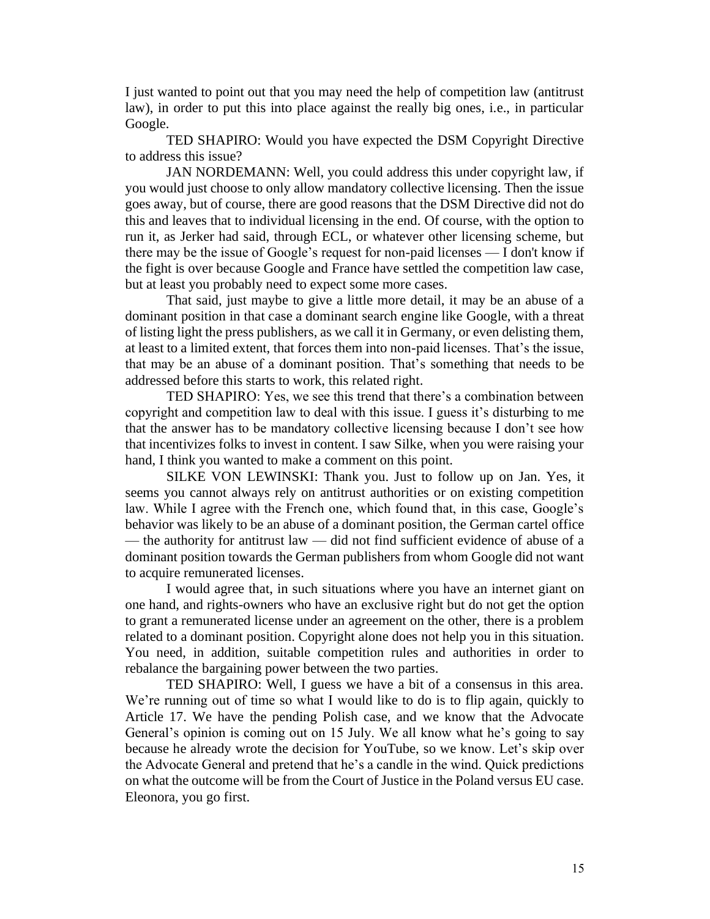I just wanted to point out that you may need the help of competition law (antitrust law), in order to put this into place against the really big ones, i.e., in particular Google.

TED SHAPIRO: Would you have expected the DSM Copyright Directive to address this issue?

JAN NORDEMANN: Well, you could address this under copyright law, if you would just choose to only allow mandatory collective licensing. Then the issue goes away, but of course, there are good reasons that the DSM Directive did not do this and leaves that to individual licensing in the end. Of course, with the option to run it, as Jerker had said, through ECL, or whatever other licensing scheme, but there may be the issue of Google's request for non-paid licenses — I don't know if the fight is over because Google and France have settled the competition law case, but at least you probably need to expect some more cases.

That said, just maybe to give a little more detail, it may be an abuse of a dominant position in that case a dominant search engine like Google, with a threat of listing light the press publishers, as we call it in Germany, or even delisting them, at least to a limited extent, that forces them into non-paid licenses. That's the issue, that may be an abuse of a dominant position. That's something that needs to be addressed before this starts to work, this related right.

TED SHAPIRO: Yes, we see this trend that there's a combination between copyright and competition law to deal with this issue. I guess it's disturbing to me that the answer has to be mandatory collective licensing because I don't see how that incentivizes folks to invest in content. I saw Silke, when you were raising your hand, I think you wanted to make a comment on this point.

SILKE VON LEWINSKI: Thank you. Just to follow up on Jan. Yes, it seems you cannot always rely on antitrust authorities or on existing competition law. While I agree with the French one, which found that, in this case, Google's behavior was likely to be an abuse of a dominant position, the German cartel office — the authority for antitrust law — did not find sufficient evidence of abuse of a dominant position towards the German publishers from whom Google did not want to acquire remunerated licenses.

I would agree that, in such situations where you have an internet giant on one hand, and rights-owners who have an exclusive right but do not get the option to grant a remunerated license under an agreement on the other, there is a problem related to a dominant position. Copyright alone does not help you in this situation. You need, in addition, suitable competition rules and authorities in order to rebalance the bargaining power between the two parties.

TED SHAPIRO: Well, I guess we have a bit of a consensus in this area. We're running out of time so what I would like to do is to flip again, quickly to Article 17. We have the pending Polish case, and we know that the Advocate General's opinion is coming out on 15 July. We all know what he's going to say because he already wrote the decision for YouTube, so we know. Let's skip over the Advocate General and pretend that he's a candle in the wind. Quick predictions on what the outcome will be from the Court of Justice in the Poland versus EU case. Eleonora, you go first.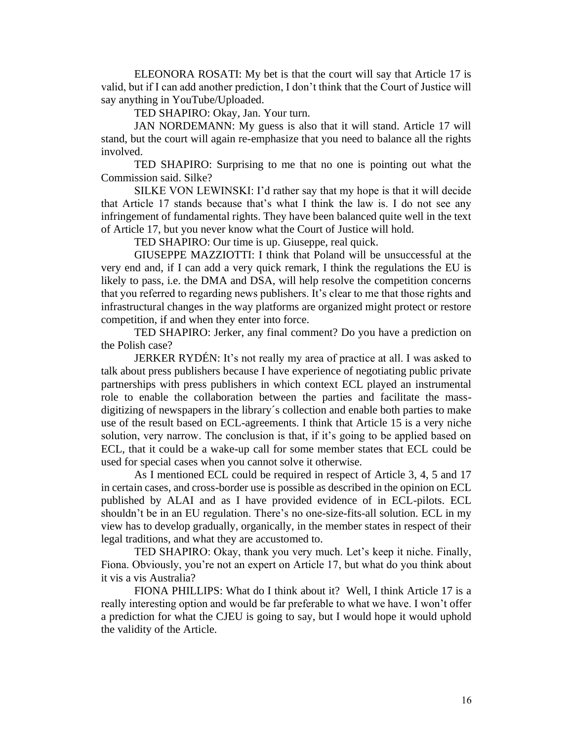ELEONORA ROSATI: My bet is that the court will say that Article 17 is valid, but if I can add another prediction, I don't think that the Court of Justice will say anything in YouTube/Uploaded.

TED SHAPIRO: Okay, Jan. Your turn.

JAN NORDEMANN: My guess is also that it will stand. Article 17 will stand, but the court will again re-emphasize that you need to balance all the rights involved.

TED SHAPIRO: Surprising to me that no one is pointing out what the Commission said. Silke?

SILKE VON LEWINSKI: I'd rather say that my hope is that it will decide that Article 17 stands because that's what I think the law is. I do not see any infringement of fundamental rights. They have been balanced quite well in the text of Article 17, but you never know what the Court of Justice will hold.

TED SHAPIRO: Our time is up. Giuseppe, real quick.

GIUSEPPE MAZZIOTTI: I think that Poland will be unsuccessful at the very end and, if I can add a very quick remark, I think the regulations the EU is likely to pass, i.e. the DMA and DSA, will help resolve the competition concerns that you referred to regarding news publishers. It's clear to me that those rights and infrastructural changes in the way platforms are organized might protect or restore competition, if and when they enter into force.

TED SHAPIRO: Jerker, any final comment? Do you have a prediction on the Polish case?

JERKER RYDÉN: It's not really my area of practice at all. I was asked to talk about press publishers because I have experience of negotiating public private partnerships with press publishers in which context ECL played an instrumental role to enable the collaboration between the parties and facilitate the mass-digitizing of newspapers in the library´s collection and enable both parties to make use of the result based on ECL-agreements. I think that Article 15 is a very niche solution, very narrow. The conclusion is that, if it's going to be applied based on ECL, that it could be a wake-up call for some member states that ECL could be used for special cases when you cannot solve it otherwise.

As I mentioned ECL could be required in respect of Article 3, 4, 5 and 17 in certain cases, and cross-border use is possible as described in the opinion on ECL published by ALAI and as I have provided evidence of in ECL-pilots. ECL shouldn't be in an EU regulation. There's no one-size-fits-all solution. ECL in my view has to develop gradually, organically, in the member states in respect of their legal traditions, and what they are accustomed to.

TED SHAPIRO: Okay, thank you very much. Let's keep it niche. Finally, Fiona. Obviously, you're not an expert on Article 17, but what do you think about it vis a vis Australia?

FIONA PHILLIPS: What do I think about it? Well, I think Article 17 is a really interesting option and would be far preferable to what we have. I won't offer a prediction for what the CJEU is going to say, but I would hope it would uphold the validity of the Article.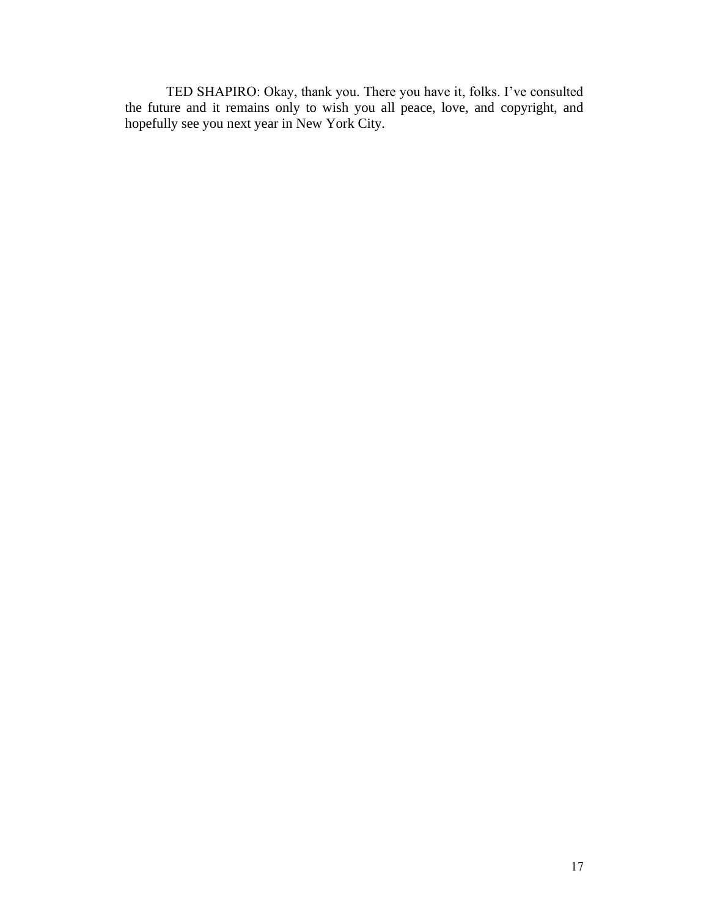TED SHAPIRO: Okay, thank you. There you have it, folks. I've consulted the future and it remains only to wish you all peace, love, and copyright, and hopefully see you next year in New York City.